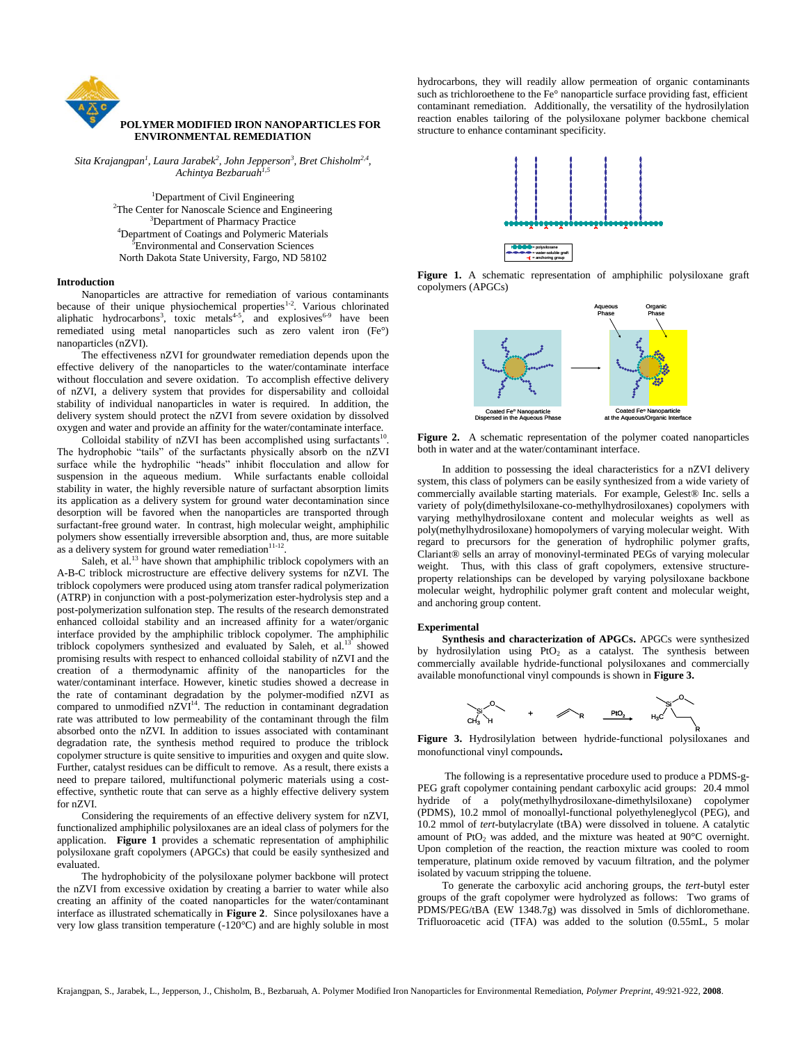# POLYMER MODIFIED IRON NANOPARTICLES FOR ENVIRONMENTAL REMEDIATION

*Sita Krajangpan[1], Laura Jarabek[2], John Jepperson[3], Bret Chisholm[2,4], Achintya Bezbaruah[1,5]*

[1]Department of Civil Engineering
[2]The Center for Nanoscale Science and Engineering
[3]Department of Pharmacy Practice
[4]Department of Coatings and Polymeric Materials
[5]Environmental and Conservation Sciences
North Dakota State University, Fargo, ND 58102

## Introduction

Nanoparticles are attractive for remediation of various contaminants because of their unique physiochemical properties[1-2]. Various chlorinated aliphatic hydrocarbons[3], toxic metals[4-5], and explosives[6-9] have been remediated using metal nanoparticles such as zero valent iron (Fe°) nanoparticles (nZVI).

The effectiveness nZVI for groundwater remediation depends upon the effective delivery of the nanoparticles to the water/contaminate interface without flocculation and severe oxidation. To accomplish effective delivery of nZVI, a delivery system that provides for dispersability and colloidal stability of individual nanoparticles in water is required. In addition, the delivery system should protect the nZVI from severe oxidation by dissolved oxygen and water and provide an affinity for the water/contaminate interface.

Colloidal stability of nZVI has been accomplished using surfactants[10]. The hydrophobic "tails" of the surfactants physically absorb on the nZVI surface while the hydrophilic "heads" inhibit flocculation and allow for suspension in the aqueous medium. While surfactants enable colloidal stability in water, the highly reversible nature of surfactant absorption limits its application as a delivery system for ground water decontamination since desorption will be favored when the nanoparticles are transported through surfactant-free ground water. In contrast, high molecular weight, amphiphilic polymers show essentially irreversible absorption and, thus, are more suitable as a delivery system for ground water remediation[11-12].

Saleh, et al.[13] have shown that amphiphilic triblock copolymers with an A-B-C triblock microstructure are effective delivery systems for nZVI. The triblock copolymers were produced using atom transfer radical polymerization (ATRP) in conjunction with a post-polymerization ester-hydrolysis step and a post-polymerization sulfonation step. The results of the research demonstrated enhanced colloidal stability and an increased affinity for a water/organic interface provided by the amphiphilic triblock copolymer. The amphiphilic triblock copolymers synthesized and evaluated by Saleh, et al.[13] showed promising results with respect to enhanced colloidal stability of nZVI and the creation of a thermodynamic affinity of the nanoparticles for the water/contaminant interface. However, kinetic studies showed a decrease in the rate of contaminant degradation by the polymer-modified nZVI as compared to unmodified nZVI[14]. The reduction in contaminant degradation rate was attributed to low permeability of the contaminant through the film absorbed onto the nZVI. In addition to issues associated with contaminant degradation rate, the synthesis method required to produce the triblock copolymer structure is quite sensitive to impurities and oxygen and quite slow. Further, catalyst residues can be difficult to remove. As a result, there exists a need to prepare tailored, multifunctional polymeric materials using a cost-effective, synthetic route that can serve as a highly effective delivery system for nZVI.

Considering the requirements of an effective delivery system for nZVI, functionalized amphiphilic polysiloxanes are an ideal class of polymers for the application. **Figure 1** provides a schematic representation of amphiphilic polysiloxane graft copolymers (APGCs) that could be easily synthesized and evaluated.

The hydrophobicity of the polysiloxane polymer backbone will protect the nZVI from excessive oxidation by creating a barrier to water while also creating an affinity of the coated nanoparticles for the water/contaminant interface as illustrated schematically in **Figure 2**. Since polysiloxanes have a very low glass transition temperature (-120°C) and are highly soluble in most hydrocarbons, they will readily allow permeation of organic contaminants such as trichloroethene to the Fe° nanoparticle surface providing fast, efficient contaminant remediation. Additionally, the versatility of the hydrosilylation reaction enables tailoring of the polysiloxane polymer backbone chemical structure to enhance contaminant specificity.

**Figure 1.** A schematic representation of amphiphilic polysiloxane graft copolymers (APGCs)

**Figure 2.** A schematic representation of the polymer coated nanoparticles both in water and at the water/contaminant interface.

In addition to possessing the ideal characteristics for a nZVI delivery system, this class of polymers can be easily synthesized from a wide variety of commercially available starting materials. For example, Gelest® Inc. sells a variety of poly(dimethylsiloxane-co-methylhydrosiloxanes) copolymers with varying methylhydrosiloxane content and molecular weights as well as poly(methylhydrosiloxane) homopolymers of varying molecular weight. With regard to precursors for the generation of hydrophilic polymer grafts, Clariant® sells an array of monovinyl-terminated PEGs of varying molecular weight. Thus, with this class of graft copolymers, extensive structure-property relationships can be developed by varying polysiloxane backbone molecular weight, hydrophilic polymer graft content and molecular weight, and anchoring group content.

## Experimental

**Synthesis and characterization of APGCs.** APGCs were synthesized by hydrosilylation using $PtO_2$ as a catalyst. The synthesis between commercially available hydride-functional polysiloxanes and commercially available monofunctional vinyl compounds is shown in **Figure 3.**

**Figure 3.** Hydrosilylation between hydride-functional polysiloxanes and monofunctional vinyl compounds**.**

The following is a representative procedure used to produce a PDMS-g-PEG graft copolymer containing pendant carboxylic acid groups: 20.4 mmol hydride of a poly(methylhydrosiloxane-dimethylsiloxane) copolymer (PDMS), 10.2 mmol of monoallyl-functional polyethyleneglycol (PEG), and 10.2 mmol of *tert*-butylacrylate (tBA) were dissolved in toluene. A catalytic amount of $PtO_2$ was added, and the mixture was heated at 90°C overnight. Upon completion of the reaction, the reaction mixture was cooled to room temperature, platinum oxide removed by vacuum filtration, and the polymer isolated by vacuum stripping the toluene.

To generate the carboxylic acid anchoring groups, the *tert*-butyl ester groups of the graft copolymer were hydrolyzed as follows: Two grams of PDMS/PEG/tBA (EW 1348.7g) was dissolved in 5mls of dichloromethane. Trifluoroacetic acid (TFA) was added to the solution (0.55mL, 5 molar

Krajangpan, S., Jarabek, L., Jepperson, J., Chisholm, B., Bezbaruah, A. Polymer Modified Iron Nanoparticles for Environmental Remediation, *Polymer Preprint*, 49:921-922, **2008**.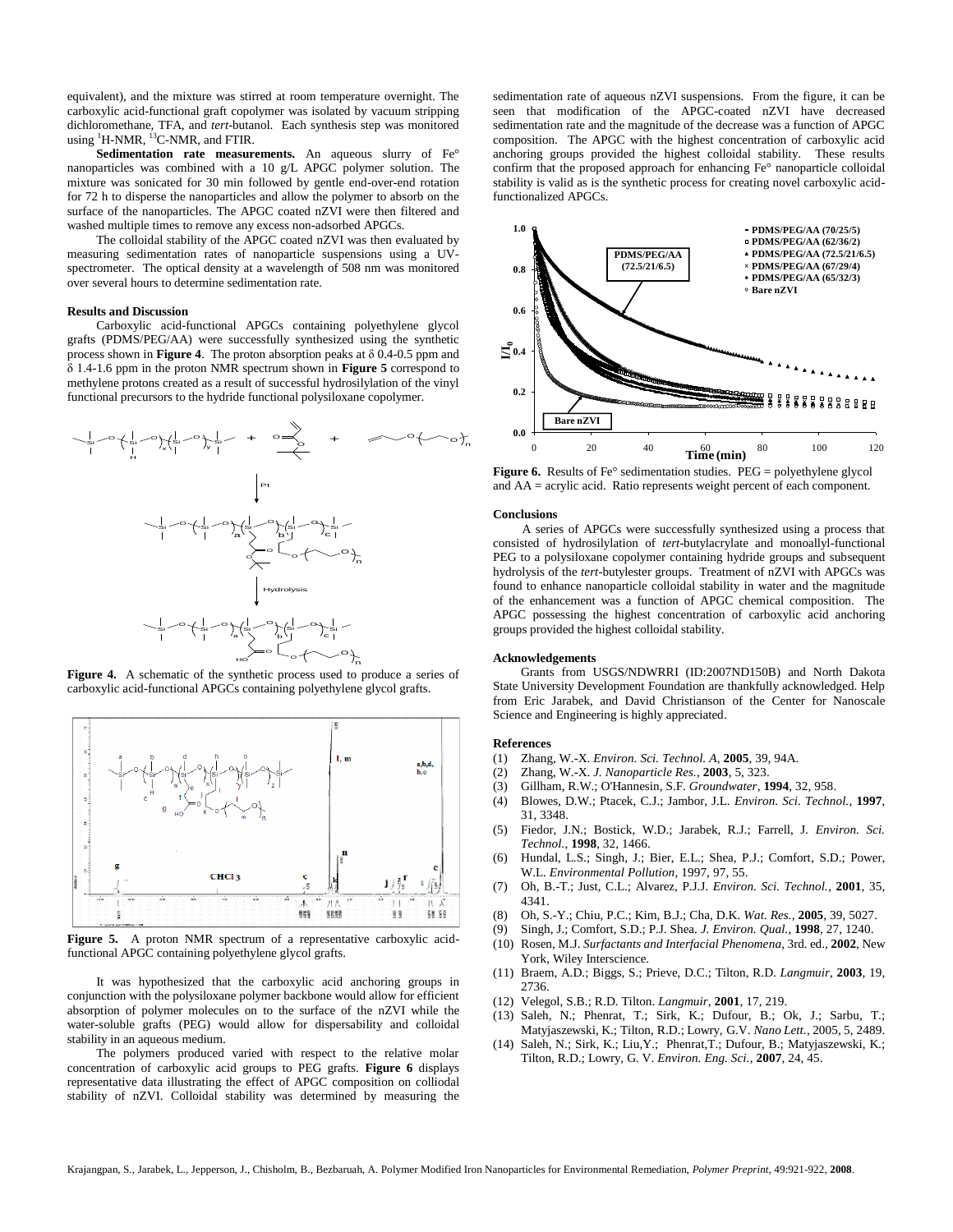equivalent), and the mixture was stirred at room temperature overnight. The carboxylic acid-functional graft copolymer was isolated by vacuum stripping dichloromethane, TFA, and *tert*-butanol. Each synthesis step was monitored using $^1$H-NMR, $^{13}$C-NMR, and FTIR.

**Sedimentation rate measurements.** An aqueous slurry of Fe° nanoparticles was combined with a 10 g/L APGC polymer solution. The mixture was sonicated for 30 min followed by gentle end-over-end rotation for 72 h to disperse the nanoparticles and allow the polymer to absorb on the surface of the nanoparticles. The APGC coated nZVI were then filtered and washed multiple times to remove any excess non-adsorbed APGCs.

The colloidal stability of the APGC coated nZVI was then evaluated by measuring sedimentation rates of nanoparticle suspensions using a UV-spectrometer. The optical density at a wavelength of 508 nm was monitored over several hours to determine sedimentation rate.

**Results and Discussion**

Carboxylic acid-functional APGCs containing polyethylene glycol grafts (PDMS/PEG/AA) were successfully synthesized using the synthetic process shown in **Figure 4**. The proton absorption peaks at δ 0.4-0.5 ppm and δ 1.4-1.6 ppm in the proton NMR spectrum shown in **Figure 5** correspond to methylene protons created as a result of successful hydrosilylation of the vinyl functional precursors to the hydride functional polysiloxane copolymer.

Pt

Hydrolysis

**Figure 4.** A schematic of the synthetic process used to produce a series of carboxylic acid-functional APGCs containing polyethylene glycol grafts.

CHCl3

**Figure 5.** A proton NMR spectrum of a representative carboxylic acid-functional APGC containing polyethylene glycol grafts.

It was hypothesized that the carboxylic acid anchoring groups in conjunction with the polysiloxane polymer backbone would allow for efficient absorption of polymer molecules on to the surface of the nZVI while the water-soluble grafts (PEG) would allow for dispersability and colloidal stability in an aqueous medium.

The polymers produced varied with respect to the relative molar concentration of carboxylic acid groups to PEG grafts. **Figure 6** displays representative data illustrating the effect of APGC composition on colliodal stability of nZVI. Colloidal stability was determined by measuring the sedimentation rate of aqueous nZVI suspensions. From the figure, it can be seen that modification of the APGC-coated nZVI have decreased sedimentation rate and the magnitude of the decrease was a function of APGC composition. The APGC with the highest concentration of carboxylic acid anchoring groups provided the highest colloidal stability. These results confirm that the proposed approach for enhancing Fe° nanoparticle colloidal stability is valid as is the synthetic process for creating novel carboxylic acid-functionalized APGCs.

PDMS/PEG/AA (70/25/5)
PDMS/PEG/AA (62/36/2)
PDMS/PEG/AA (72.5/21/6.5)
PDMS/PEG/AA (67/29/4)
PDMS/PEG/AA (65/32/3)
Bare nZVI

PDMS/PEG/AA (72.5/21/6.5)

Bare nZVI

$I/I_0$

Time (min)

**Figure 6.** Results of Fe° sedimentation studies. PEG = polyethylene glycol and AA = acrylic acid. Ratio represents weight percent of each component.

**Conclusions**

A series of APGCs were successfully synthesized using a process that consisted of hydrosilylation of *tert*-butylacrylate and monoallyl-functional PEG to a polysiloxane copolymer containing hydride groups and subsequent hydrolysis of the *tert*-butylester groups. Treatment of nZVI with APGCs was found to enhance nanoparticle colloidal stability in water and the magnitude of the enhancement was a function of APGC chemical composition. The APGC possessing the highest concentration of carboxylic acid anchoring groups provided the highest colloidal stability.

**Acknowledgements**

Grants from USGS/NDWRRI (ID:2007ND150B) and North Dakota State University Development Foundation are thankfully acknowledged. Help from Eric Jarabek, and David Christianson of the Center for Nanoscale Science and Engineering is highly appreciated.

**References**

(1) Zhang, W.-X. *Environ. Sci. Technol. A*, **2005**, 39, 94A.
(2) Zhang, W.-X. *J. Nanoparticle Res.*, **2003**, 5, 323.
(3) Gillham, R.W.; O'Hannesin, S.F. *Groundwater*, **1994**, 32, 958.
(4) Blowes, D.W.; Ptacek, C.J.; Jambor, J.L. *Environ. Sci. Technol.*, **1997**, 31, 3348.
(5) Fiedor, J.N.; Bostick, W.D.; Jarabek, R.J.; Farrell, J. *Environ. Sci. Technol.*, **1998**, 32, 1466.
(6) Hundal, L.S.; Singh, J.; Bier, E.L.; Shea, P.J.; Comfort, S.D.; Power, W.L. *Environmental Pollution*, 1997, 97, 55.
(7) Oh, B.-T.; Just, C.L.; Alvarez, P.J.J. *Environ. Sci. Technol.*, **2001**, 35, 4341.
(8) Oh, S.-Y.; Chiu, P.C.; Kim, B.J.; Cha, D.K. *Wat. Res.*, **2005**, 39, 5027.
(9) Singh, J.; Comfort, S.D.; P.J. Shea. *J. Environ. Qual.*, **1998**, 27, 1240.
(10) Rosen, M.J. *Surfactants and Interfacial Phenomena*, 3rd. ed., **2002**, New York, Wiley Interscience.
(11) Braem, A.D.; Biggs, S.; Prieve, D.C.; Tilton, R.D. *Langmuir*, **2003**, 19, 2736.
(12) Velegol, S.B.; R.D. Tilton. *Langmuir*, **2001**, 17, 219.
(13) Saleh, N.; Phenrat, T.; Sirk, K.; Dufour, B.; Ok, J.; Sarbu, T.; Matyjaszewski, K.; Tilton, R.D.; Lowry, G.V. *Nano Lett.*, 2005, 5, 2489.
(14) Saleh, N.; Sirk, K.; Liu,Y.; Phenrat,T.; Dufour, B.; Matyjaszewski, K.; Tilton, R.D.; Lowry, G. V. *Environ. Eng. Sci.*, **2007**, 24, 45.

Krajangpan, S., Jarabek, L., Jepperson, J., Chisholm, B., Bezbaruah, A. Polymer Modified Iron Nanoparticles for Environmental Remediation, *Polymer Preprint*, 49:921-922, **2008**.